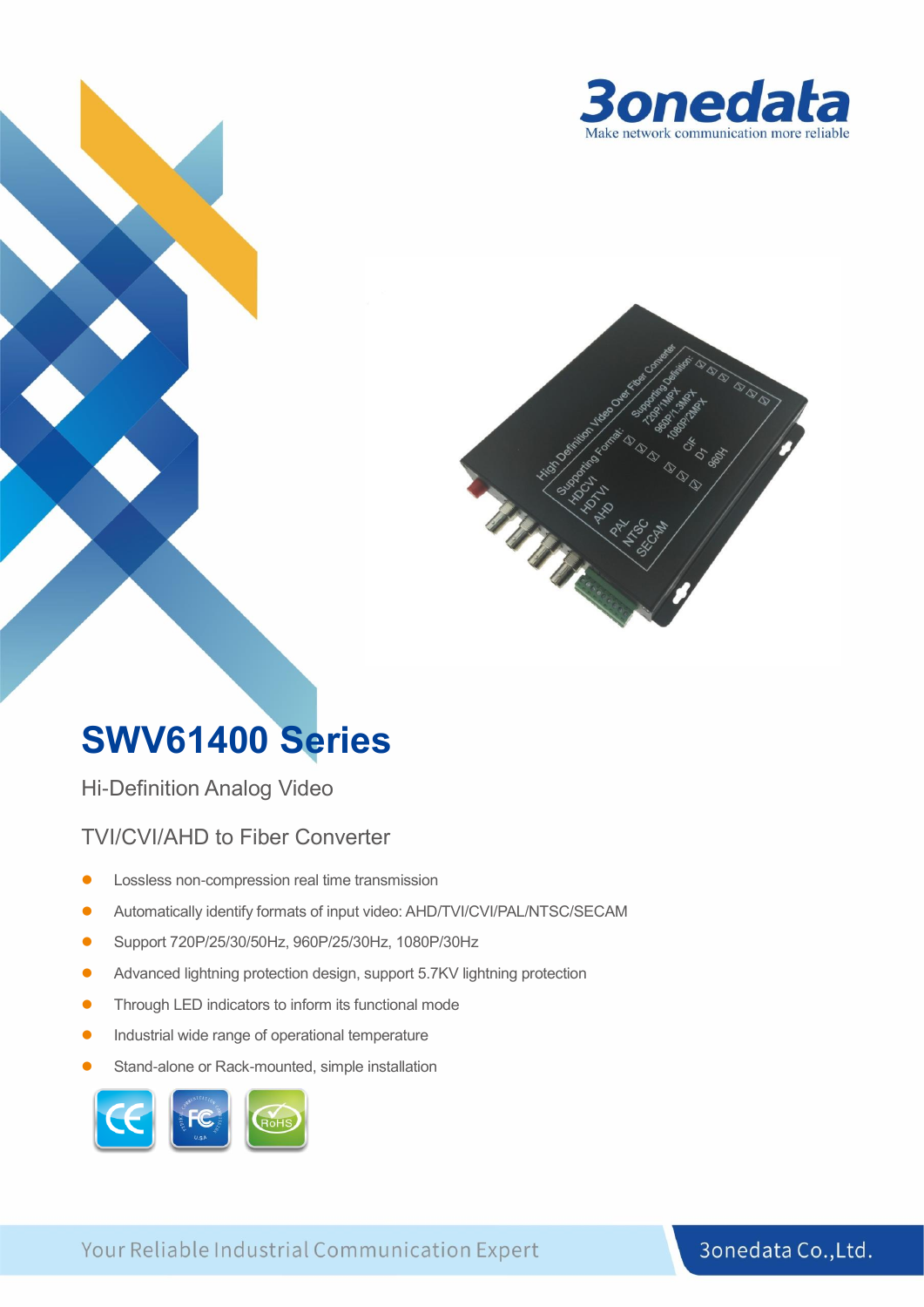3onedata

Make network communication more reliable

# SWV61400 Series

## Hi-Definition Analog Video

## TVI/CVI/AHD to Fiber Converter

- Lossless non-compression real time transmission
- Automatically identify formats of input video: AHD/TVI/CVI/PAL/NTSC/SECAM
- Support 720P/25/30/50Hz, 960P/25/30Hz, 1080P/30Hz
- Advanced lightning protection design, support 5.7KV lightning protection
- Through LED indicators to inform its functional mode
- Industrial wide range of operational temperature
- Stand-alone or Rack-mounted, simple installation

Your Reliable Industrial Communication Expert

3onedata Co.,Ltd.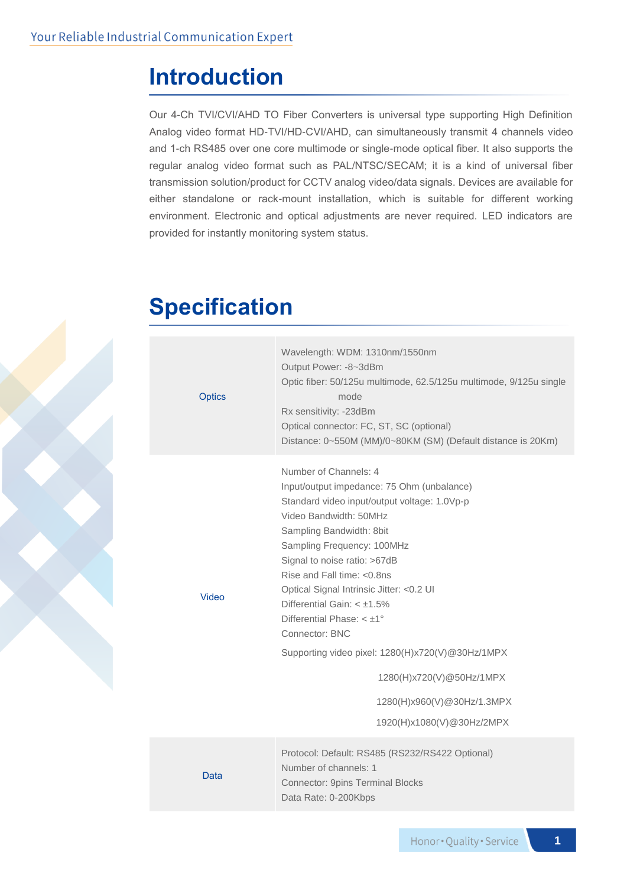# Introduction

Our 4-Ch TVI/CVI/AHD TO Fiber Converters is universal type supporting High Definition Analog video format HD-TVI/HD-CVI/AHD, can simultaneously transmit 4 channels video and 1-ch RS485 over one core multimode or single-mode optical fiber. It also supports the regular analog video format such as PAL/NTSC/SECAM; it is a kind of universal fiber transmission solution/product for CCTV analog video/data signals. Devices are available for either standalone or rack-mount installation, which is suitable for different working environment. Electronic and optical adjustments are never required. LED indicators are provided for instantly monitoring system status.

# Specification

| | |
|---|---|
| Optics | Wavelength: WDM: 1310nm/1550nm<br>Output Power: -8~3dBm<br>Optic fiber: 50/125u multimode, 62.5/125u multimode, 9/125u single mode<br>Rx sensitivity: -23dBm<br>Optical connector: FC, ST, SC (optional)<br>Distance: 0~550M (MM)/0~80KM (SM) (Default distance is 20Km) |
| Video | Number of Channels: 4<br>Input/output impedance: 75 Ohm (unbalance)<br>Standard video input/output voltage: 1.0Vp-p<br>Video Bandwidth: 50MHz<br>Sampling Bandwidth: 8bit<br>Sampling Frequency: 100MHz<br>Signal to noise ratio: >67dB<br>Rise and Fall time: <0.8ns<br>Optical Signal Intrinsic Jitter: <0.2 UI<br>Differential Gain: < ±1.5%<br>Differential Phase: < ±1°<br>Connector: BNC<br>Supporting video pixel: 1280(H)x720(V)@30Hz/1MPX<br>1280(H)x720(V)@50Hz/1MPX<br>1280(H)x960(V)@30Hz/1.3MPX<br>1920(H)x1080(V)@30Hz/2MPX |
| Data | Protocol: Default: RS485 (RS232/RS422 Optional)<br>Number of channels: 1<br>Connector: 9pins Terminal Blocks<br>Data Rate: 0-200Kbps |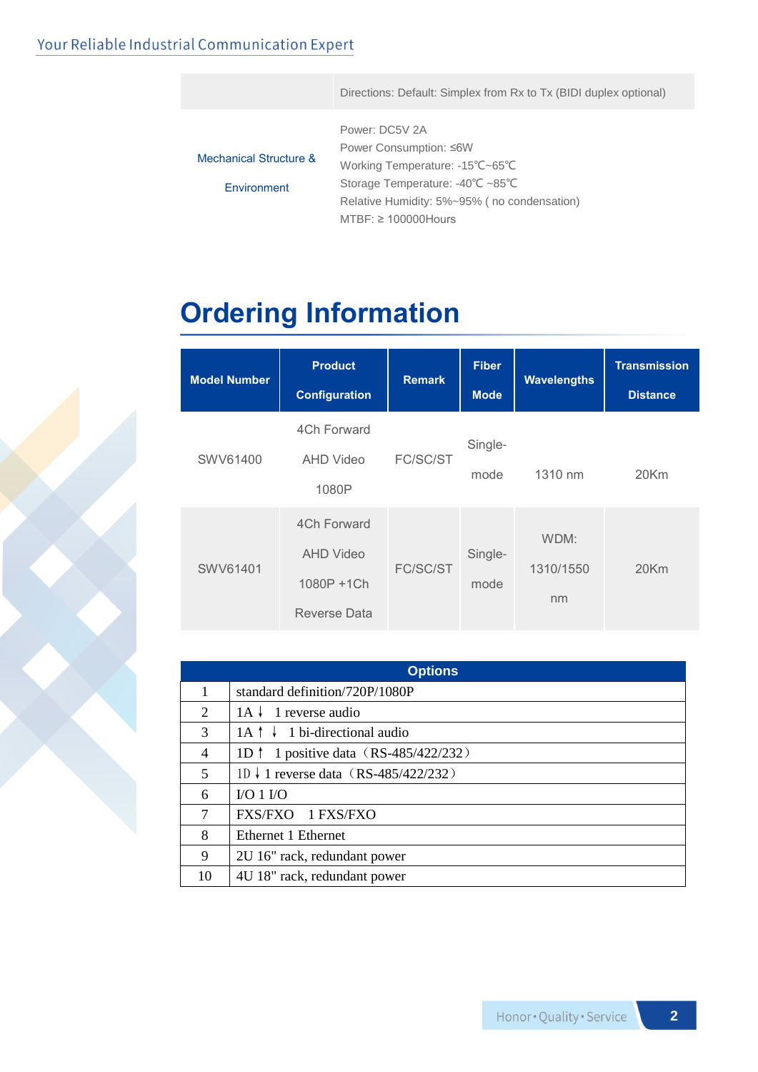|  | Directions: Default: Simplex from Rx to Tx (BIDI duplex optional) |
|---|---|
| Mechanical Structure & Environment | Power: DC5V 2A<br>Power Consumption: ≤6W<br>Working Temperature: -15℃~65℃<br>Storage Temperature: -40℃ ~85℃<br>Relative Humidity: 5%~95% ( no condensation)<br>MTBF: ≥ 100000Hours |

# Ordering Information

| Model Number | Product Configuration | Remark | Fiber Mode | Wavelengths | Transmission Distance |
|---|---|---|---|---|---|
| SWV61400 | 4Ch Forward AHD Video 1080P | FC/SC/ST | Single-mode | 1310 nm | 20Km |
| SWV61401 | 4Ch Forward AHD Video 1080P +1Ch Reverse Data | FC/SC/ST | Single-mode | WDM: 1310/1550 nm | 20Km |

| Options | |
|---|---|
| 1 | standard definition/720P/1080P |
| 2 | 1A ↓ 1 reverse audio |
| 3 | 1A ↑ ↓ 1 bi-directional audio |
| 4 | 1D ↑ 1 positive data（RS-485/422/232） |
| 5 | 1D ↓ 1 reverse data（RS-485/422/232） |
| 6 | I/O 1 I/O |
| 7 | FXS/FXO 1 FXS/FXO |
| 8 | Ethernet 1 Ethernet |
| 9 | 2U 16" rack, redundant power |
| 10 | 4U 18" rack, redundant power |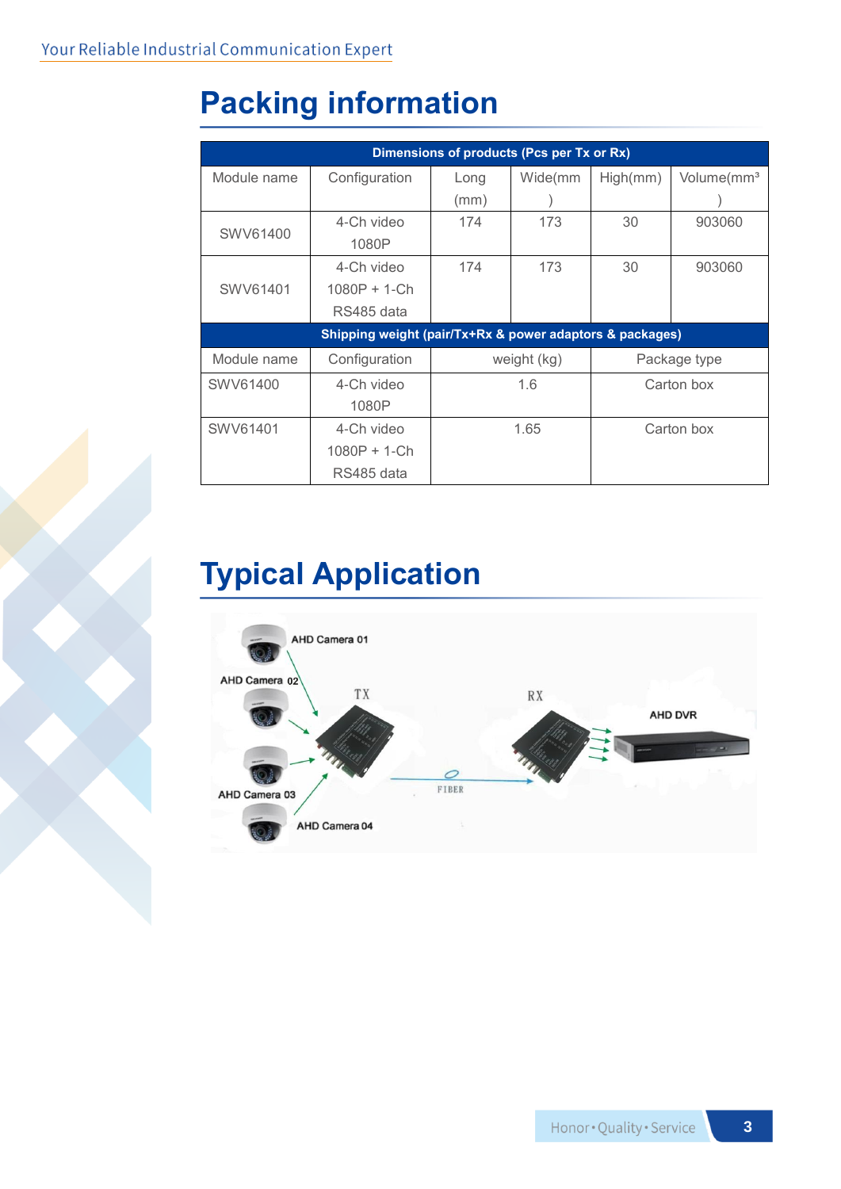# Packing information

| Dimensions of products (Pcs per Tx or Rx) | | | | | |
|---|---|---|---|---|---|
| Module name | Configuration | Long (mm) | Wide(mm) | High(mm) | Volume(mm³) |
| SWV61400 | 4-Ch video 1080P | 174 | 173 | 30 | 903060 |
| SWV61401 | 4-Ch video 1080P + 1-Ch RS485 data | 174 | 173 | 30 | 903060 |

| Shipping weight (pair/Tx+Rx & power adaptors & packages) | | | |
|---|---|---|---|
| Module name | Configuration | weight (kg) | Package type |
| SWV61400 | 4-Ch video 1080P | 1.6 | Carton box |
| SWV61401 | 4-Ch video 1080P + 1-Ch RS485 data | 1.65 | Carton box |

# Typical Application

AHD Camera 01

AHD Camera 02

AHD Camera 03

AHD Camera 04

TX

RX

FIBER

AHD DVR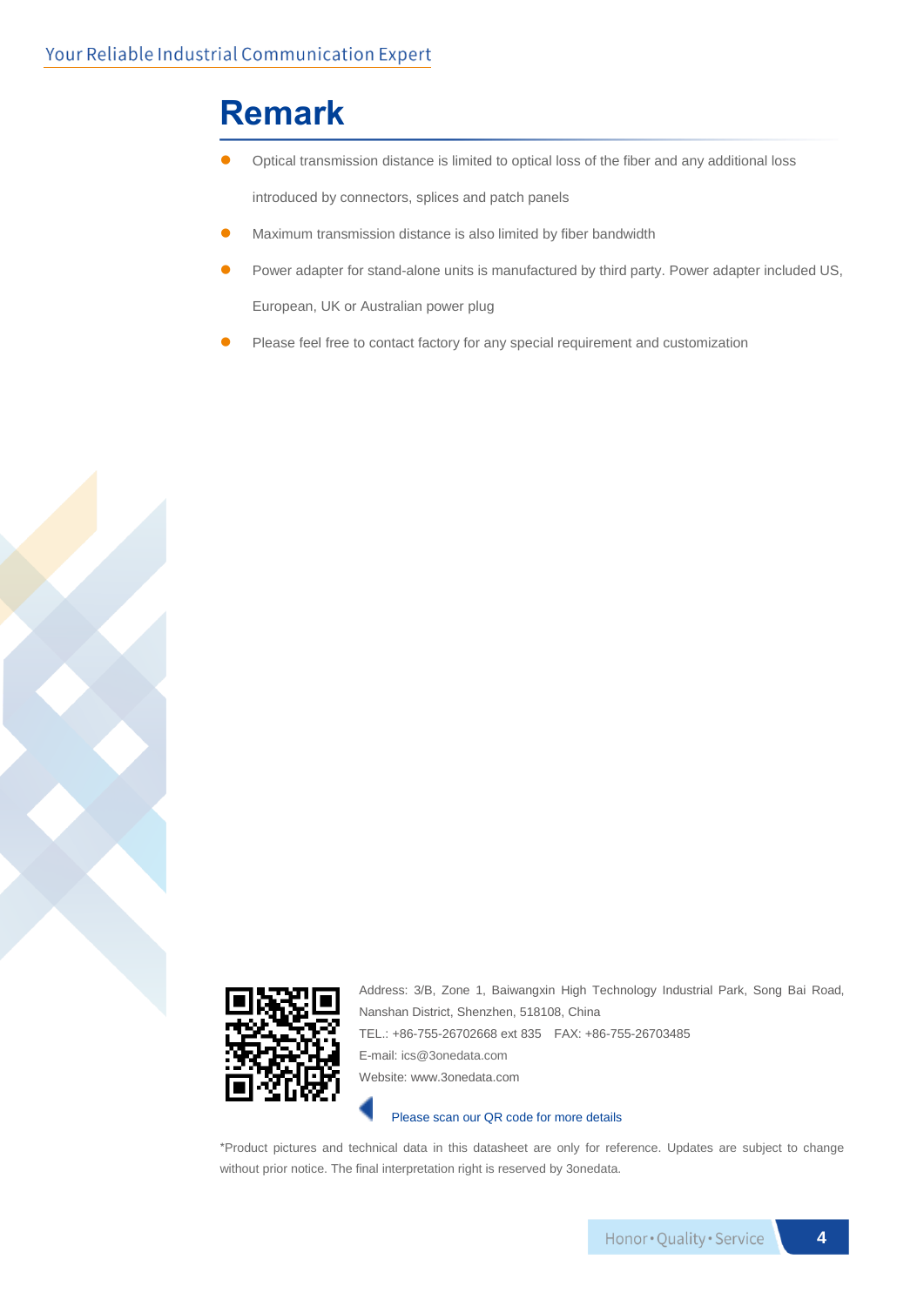# Remark

- Optical transmission distance is limited to optical loss of the fiber and any additional loss introduced by connectors, splices and patch panels
- Maximum transmission distance is also limited by fiber bandwidth
- Power adapter for stand-alone units is manufactured by third party. Power adapter included US, European, UK or Australian power plug
- Please feel free to contact factory for any special requirement and customization

Address: 3/B, Zone 1, Baiwangxin High Technology Industrial Park, Song Bai Road, Nanshan District, Shenzhen, 518108, China

TEL.: +86-755-26702668 ext 835 FAX: +86-755-26703485

E-mail: ics@3onedata.com

Website: www.3onedata.com

Please scan our QR code for more details

*Product pictures and technical data in this datasheet are only for reference. Updates are subject to change without prior notice. The final interpretation right is reserved by 3onedata.